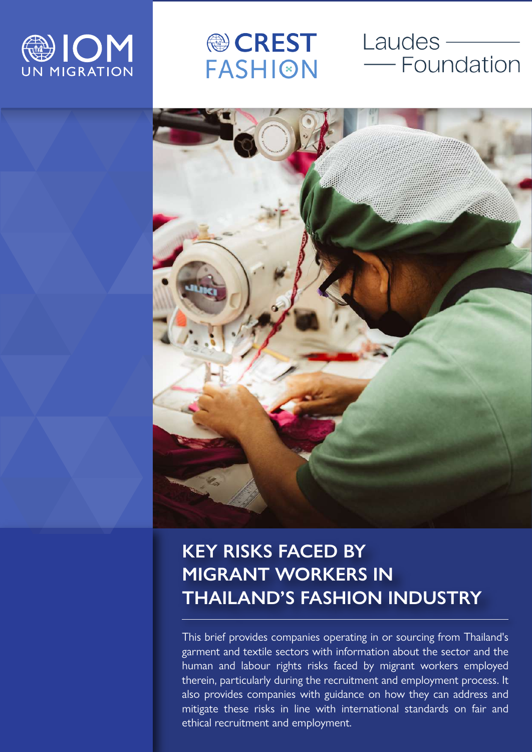IOM UN MIGRATION

CREST FASHION

Laudes Foundation

# KEY RISKS FACED BY MIGRANT WORKERS IN THAILAND'S FASHION INDUSTRY

This brief provides companies operating in or sourcing from Thailand's garment and textile sectors with information about the sector and the human and labour rights risks faced by migrant workers employed therein, particularly during the recruitment and employment process. It also provides companies with guidance on how they can address and mitigate these risks in line with international standards on fair and ethical recruitment and employment.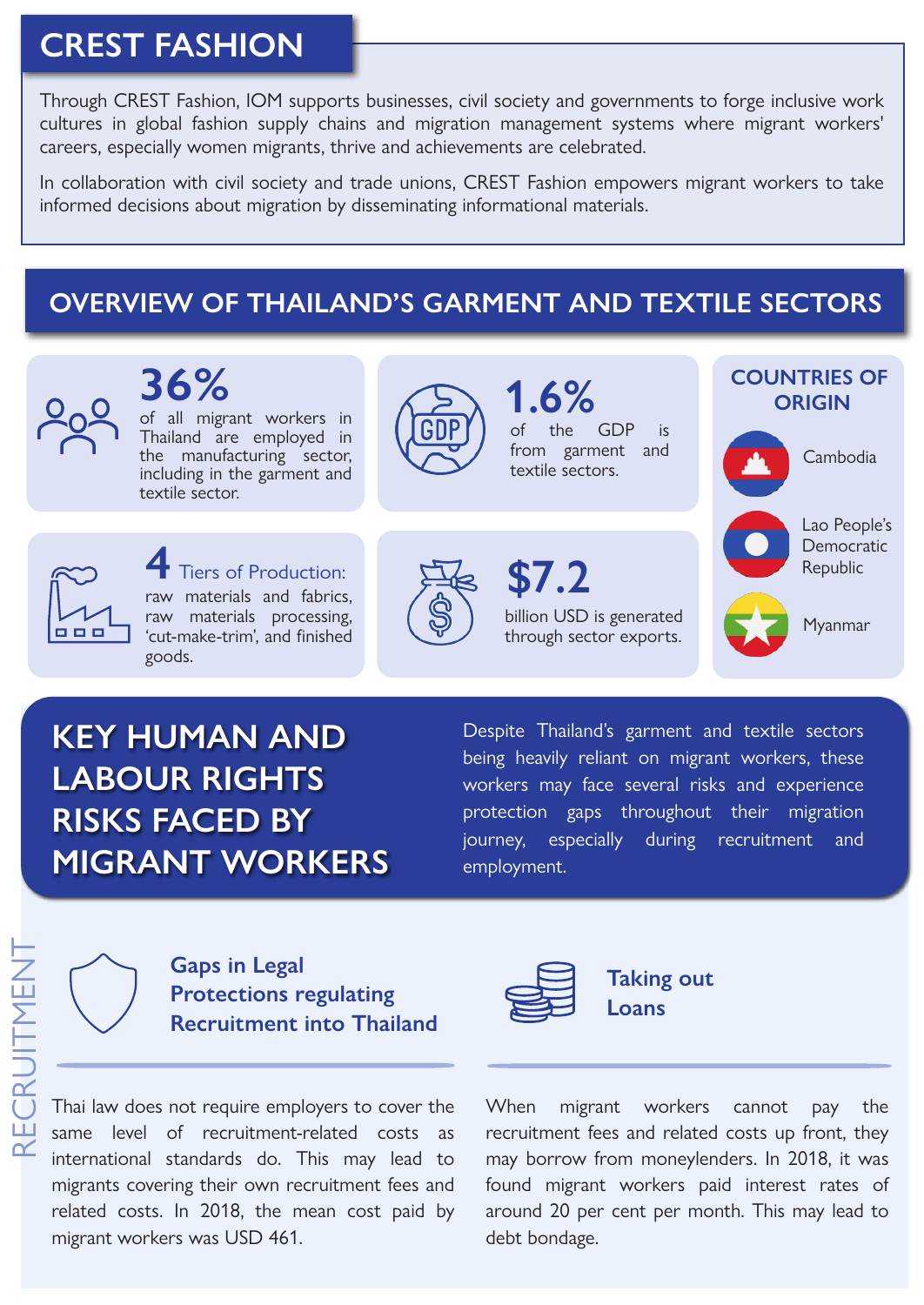# CREST FASHION

Through CREST Fashion, IOM supports businesses, civil society and governments to forge inclusive work cultures in global fashion supply chains and migration management systems where migrant workers' careers, especially women migrants, thrive and achievements are celebrated.

In collaboration with civil society and trade unions, CREST Fashion empowers migrant workers to take informed decisions about migration by disseminating informational materials.

## OVERVIEW OF THAILAND'S GARMENT AND TEXTILE SECTORS

**36%** of all migrant workers in Thailand are employed in the manufacturing sector, including in the garment and textile sector.

**1.6%** of the GDP is from garment and textile sectors.

**4** Tiers of Production: raw materials and fabrics, raw materials processing, 'cut-make-trim', and finished goods.

**$7.2** billion USD is generated through sector exports.

### COUNTRIES OF ORIGIN

- Cambodia
- Lao People's Democratic Republic
- Myanmar

## KEY HUMAN AND LABOUR RIGHTS RISKS FACED BY MIGRANT WORKERS

Despite Thailand's garment and textile sectors being heavily reliant on migrant workers, these workers may face several risks and experience protection gaps throughout their migration journey, especially during recruitment and employment.

### RECRUITMENT

#### Gaps in Legal Protections regulating Recruitment into Thailand

Thai law does not require employers to cover the same level of recruitment-related costs as international standards do. This may lead to migrants covering their own recruitment fees and related costs. In 2018, the mean cost paid by migrant workers was USD 461.

#### Taking out Loans

When migrant workers cannot pay the recruitment fees and related costs up front, they may borrow from moneylenders. In 2018, it was found migrant workers paid interest rates of around 20 per cent per month. This may lead to debt bondage.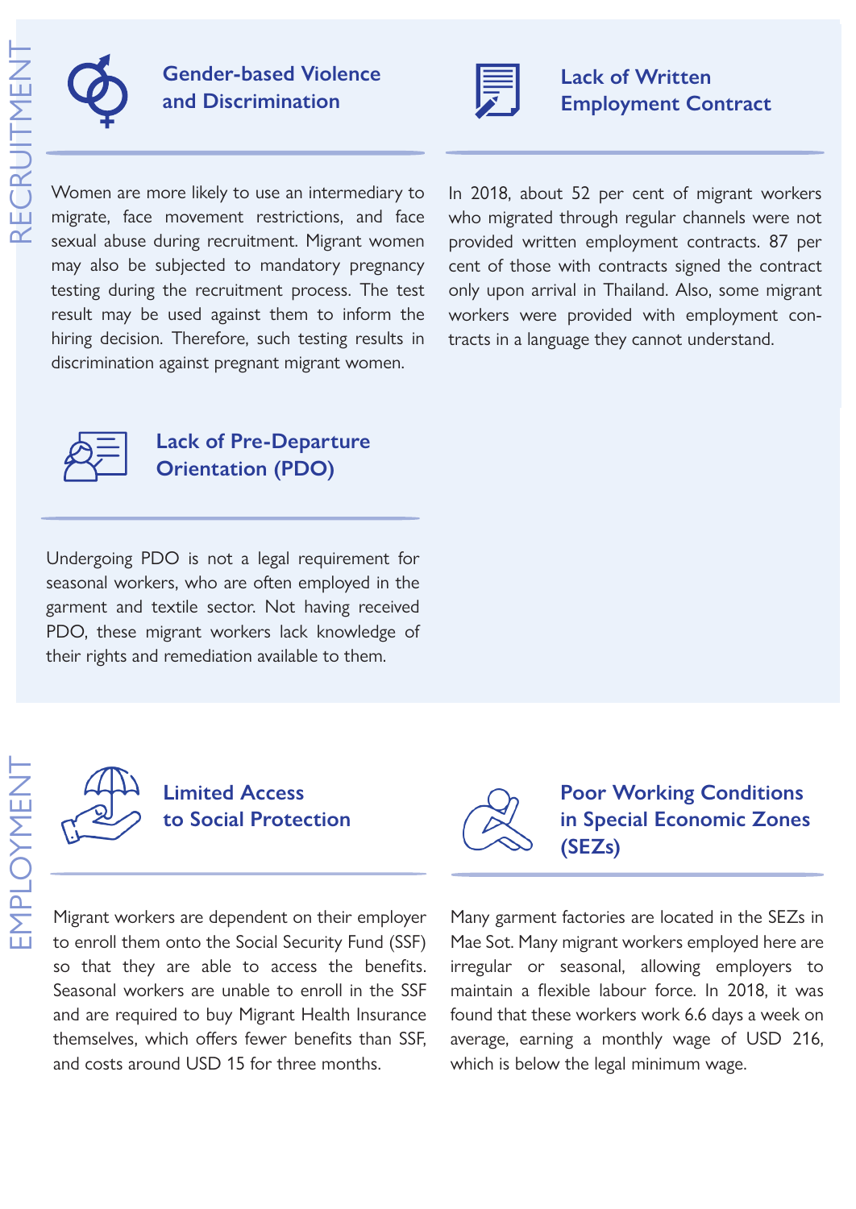## RECRUITMENT

### Gender-based Violence and Discrimination

Women are more likely to use an intermediary to migrate, face movement restrictions, and face sexual abuse during recruitment. Migrant women may also be subjected to mandatory pregnancy testing during the recruitment process. The test result may be used against them to inform the hiring decision. Therefore, such testing results in discrimination against pregnant migrant women.

### Lack of Written Employment Contract

In 2018, about 52 per cent of migrant workers who migrated through regular channels were not provided written employment contracts. 87 per cent of those with contracts signed the contract only upon arrival in Thailand. Also, some migrant workers were provided with employment contracts in a language they cannot understand.

### Lack of Pre-Departure Orientation (PDO)

Undergoing PDO is not a legal requirement for seasonal workers, who are often employed in the garment and textile sector. Not having received PDO, these migrant workers lack knowledge of their rights and remediation available to them.

## EMPLOYMENT

### Limited Access to Social Protection

Migrant workers are dependent on their employer to enroll them onto the Social Security Fund (SSF) so that they are able to access the benefits. Seasonal workers are unable to enroll in the SSF and are required to buy Migrant Health Insurance themselves, which offers fewer benefits than SSF, and costs around USD 15 for three months.

### Poor Working Conditions in Special Economic Zones (SEZs)

Many garment factories are located in the SEZs in Mae Sot. Many migrant workers employed here are irregular or seasonal, allowing employers to maintain a flexible labour force. In 2018, it was found that these workers work 6.6 days a week on average, earning a monthly wage of USD 216, which is below the legal minimum wage.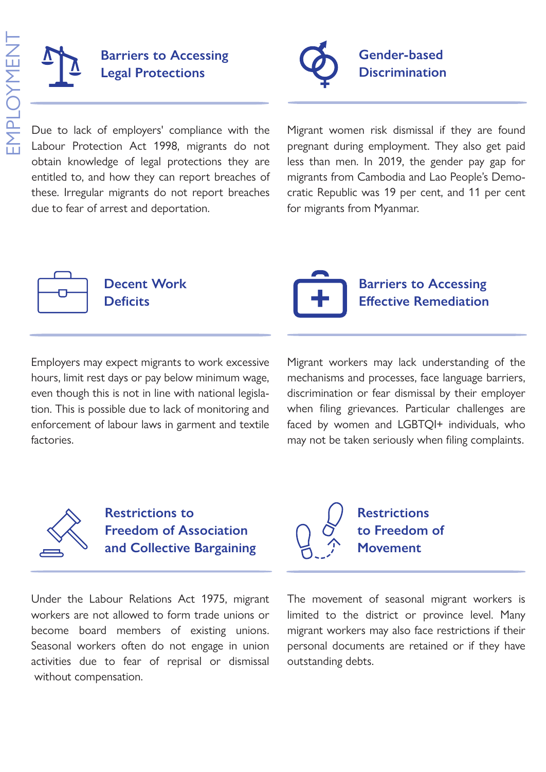# EMPLOYMENT

## Barriers to Accessing Legal Protections

Due to lack of employers' compliance with the Labour Protection Act 1998, migrants do not obtain knowledge of legal protections they are entitled to, and how they can report breaches of these. Irregular migrants do not report breaches due to fear of arrest and deportation.

## Gender-based Discrimination

Migrant women risk dismissal if they are found pregnant during employment. They also get paid less than men. In 2019, the gender pay gap for migrants from Cambodia and Lao People's Democratic Republic was 19 per cent, and 11 per cent for migrants from Myanmar.

## Decent Work Deficits

Employers may expect migrants to work excessive hours, limit rest days or pay below minimum wage, even though this is not in line with national legislation. This is possible due to lack of monitoring and enforcement of labour laws in garment and textile factories.

## Barriers to Accessing Effective Remediation

Migrant workers may lack understanding of the mechanisms and processes, face language barriers, discrimination or fear dismissal by their employer when filing grievances. Particular challenges are faced by women and LGBTQI+ individuals, who may not be taken seriously when filing complaints.

## Restrictions to Freedom of Association and Collective Bargaining

Under the Labour Relations Act 1975, migrant workers are not allowed to form trade unions or become board members of existing unions. Seasonal workers often do not engage in union activities due to fear of reprisal or dismissal without compensation.

## Restrictions to Freedom of Movement

The movement of seasonal migrant workers is limited to the district or province level. Many migrant workers may also face restrictions if their personal documents are retained or if they have outstanding debts.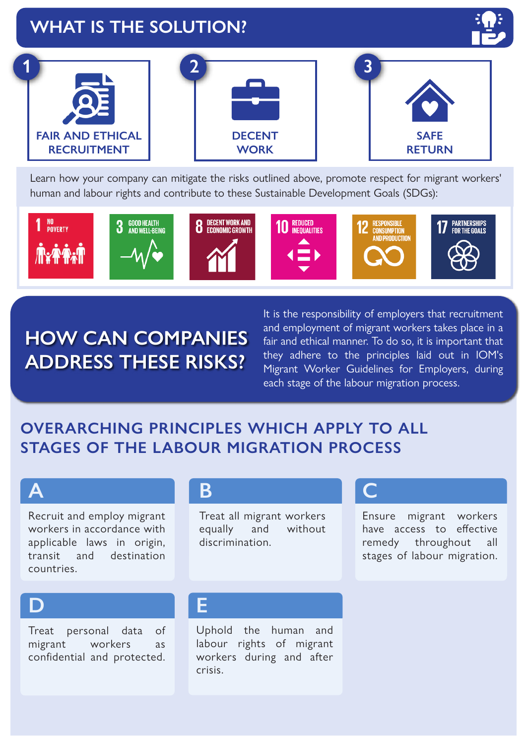## WHAT IS THE SOLUTION?

1. **FAIR AND ETHICAL RECRUITMENT**
2. **DECENT WORK**
3. **SAFE RETURN**

Learn how your company can mitigate the risks outlined above, promote respect for migrant workers' human and labour rights and contribute to these Sustainable Development Goals (SDGs):

- 1 NO POVERTY
- 3 GOOD HEALTH AND WELL-BEING
- 8 DECENT WORK AND ECONOMIC GROWTH
- 10 REDUCED INEQUALITIES
- 12 RESPONSIBLE CONSUMPTION AND PRODUCTION
- 17 PARTNERSHIPS FOR THE GOALS

## HOW CAN COMPANIES ADDRESS THESE RISKS?

It is the responsibility of employers that recruitment and employment of migrant workers takes place in a fair and ethical manner. To do so, it is important that they adhere to the principles laid out in IOM's Migrant Worker Guidelines for Employers, during each stage of the labour migration process.

## OVERARCHING PRINCIPLES WHICH APPLY TO ALL STAGES OF THE LABOUR MIGRATION PROCESS

**A**

Recruit and employ migrant workers in accordance with applicable laws in origin, transit and destination countries.

**B**

Treat all migrant workers equally and without discrimination.

**C**

Ensure migrant workers have access to effective remedy throughout all stages of labour migration.

**D**

Treat personal data of migrant workers as confidential and protected.

**E**

Uphold the human and labour rights of migrant workers during and after crisis.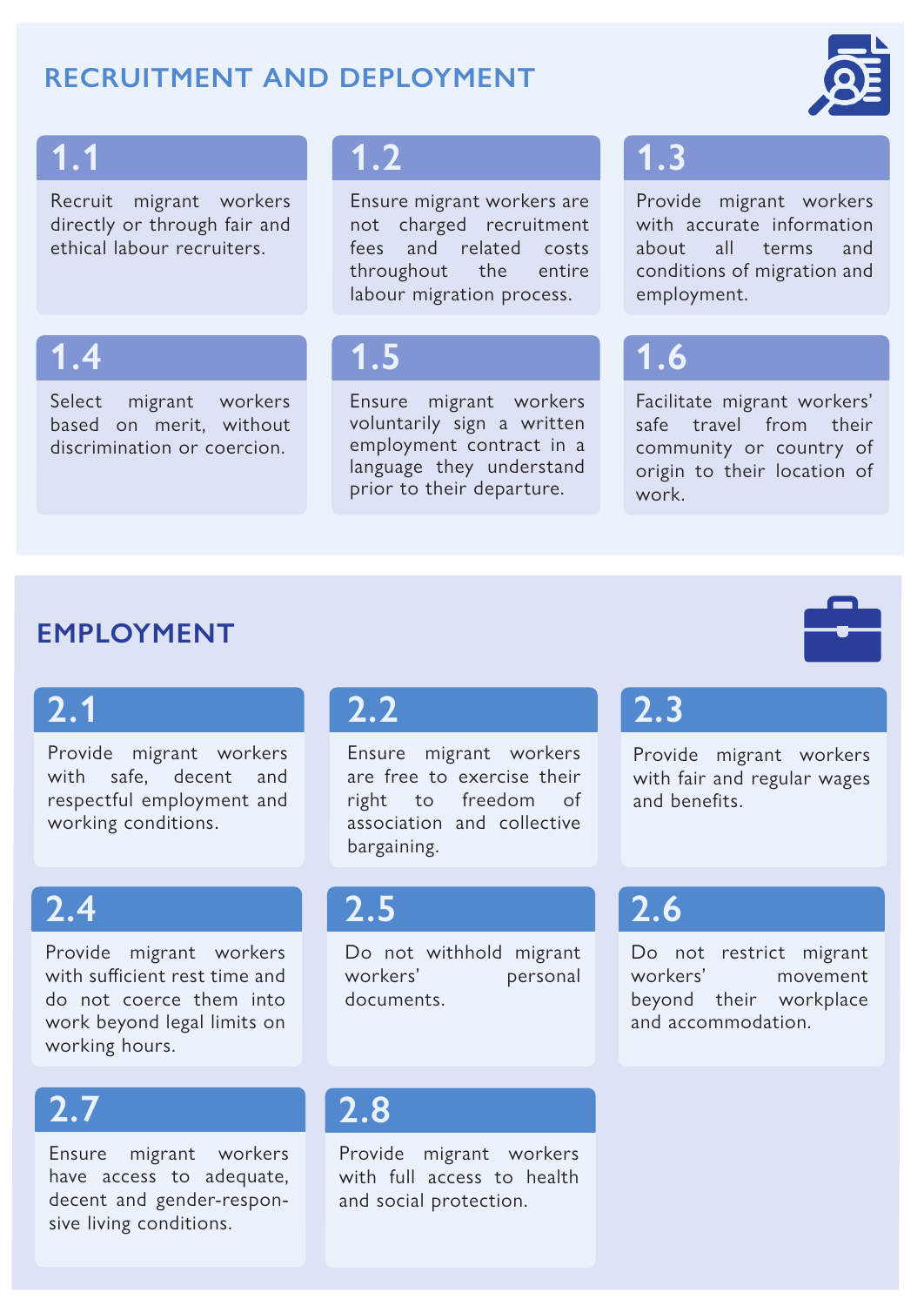## RECRUITMENT AND DEPLOYMENT

### 1.1

Recruit migrant workers directly or through fair and ethical labour recruiters.

### 1.2

Ensure migrant workers are not charged recruitment fees and related costs throughout the entire labour migration process.

### 1.3

Provide migrant workers with accurate information about all terms and conditions of migration and employment.

### 1.4

Select migrant workers based on merit, without discrimination or coercion.

### 1.5

Ensure migrant workers voluntarily sign a written employment contract in a language they understand prior to their departure.

### 1.6

Facilitate migrant workers' safe travel from their community or country of origin to their location of work.

## EMPLOYMENT

### 2.1

Provide migrant workers with safe, decent and respectful employment and working conditions.

### 2.2

Ensure migrant workers are free to exercise their right to freedom of association and collective bargaining.

### 2.3

Provide migrant workers with fair and regular wages and benefits.

### 2.4

Provide migrant workers with sufficient rest time and do not coerce them into work beyond legal limits on working hours.

### 2.5

Do not withhold migrant workers' personal documents.

### 2.6

Do not restrict migrant workers' movement beyond their workplace and accommodation.

### 2.7

Ensure migrant workers have access to adequate, decent and gender-responsive living conditions.

### 2.8

Provide migrant workers with full access to health and social protection.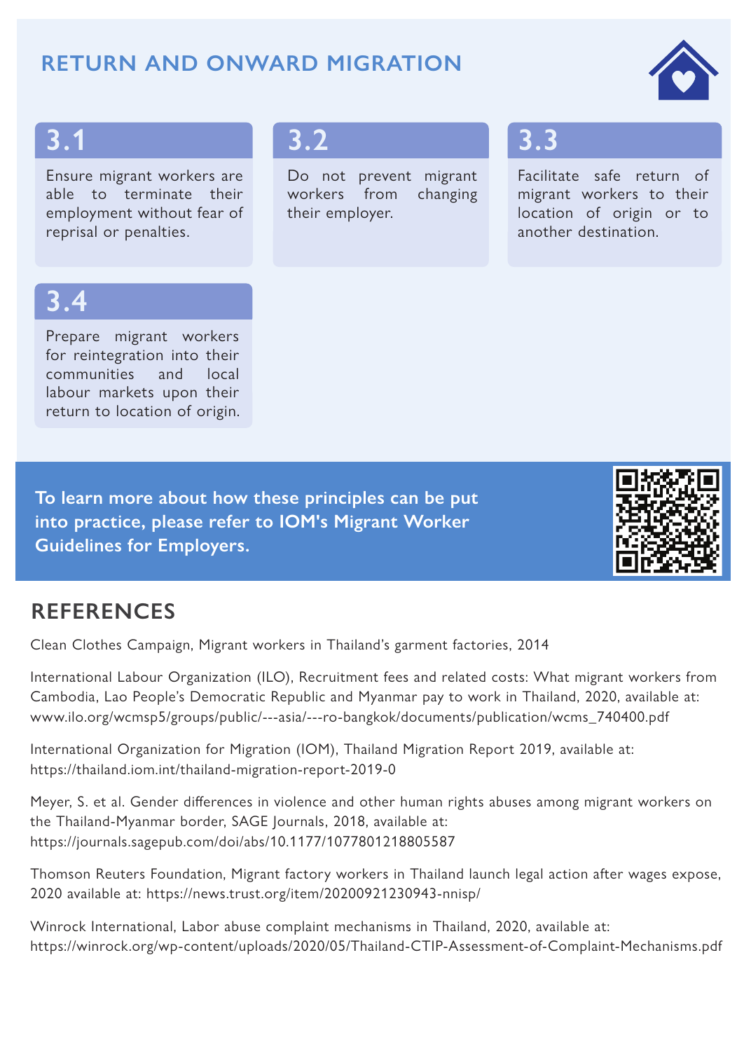## RETURN AND ONWARD MIGRATION

### 3.1

Ensure migrant workers are able to terminate their employment without fear of reprisal or penalties.

### 3.2

Do not prevent migrant workers from changing their employer.

### 3.3

Facilitate safe return of migrant workers to their location of origin or to another destination.

### 3.4

Prepare migrant workers for reintegration into their communities and local labour markets upon their return to location of origin.

**To learn more about how these principles can be put into practice, please refer to IOM's Migrant Worker Guidelines for Employers.**

## REFERENCES

Clean Clothes Campaign, Migrant workers in Thailand's garment factories, 2014

International Labour Organization (ILO), Recruitment fees and related costs: What migrant workers from Cambodia, Lao People's Democratic Republic and Myanmar pay to work in Thailand, 2020, available at: www.ilo.org/wcmsp5/groups/public/---asia/---ro-bangkok/documents/publication/wcms_740400.pdf

International Organization for Migration (IOM), Thailand Migration Report 2019, available at: https://thailand.iom.int/thailand-migration-report-2019-0

Meyer, S. et al. Gender differences in violence and other human rights abuses among migrant workers on the Thailand-Myanmar border, SAGE Journals, 2018, available at: https://journals.sagepub.com/doi/abs/10.1177/1077801218805587

Thomson Reuters Foundation, Migrant factory workers in Thailand launch legal action after wages expose, 2020 available at: https://news.trust.org/item/20200921230943-nnisp/

Winrock International, Labor abuse complaint mechanisms in Thailand, 2020, available at: https://winrock.org/wp-content/uploads/2020/05/Thailand-CTIP-Assessment-of-Complaint-Mechanisms.pdf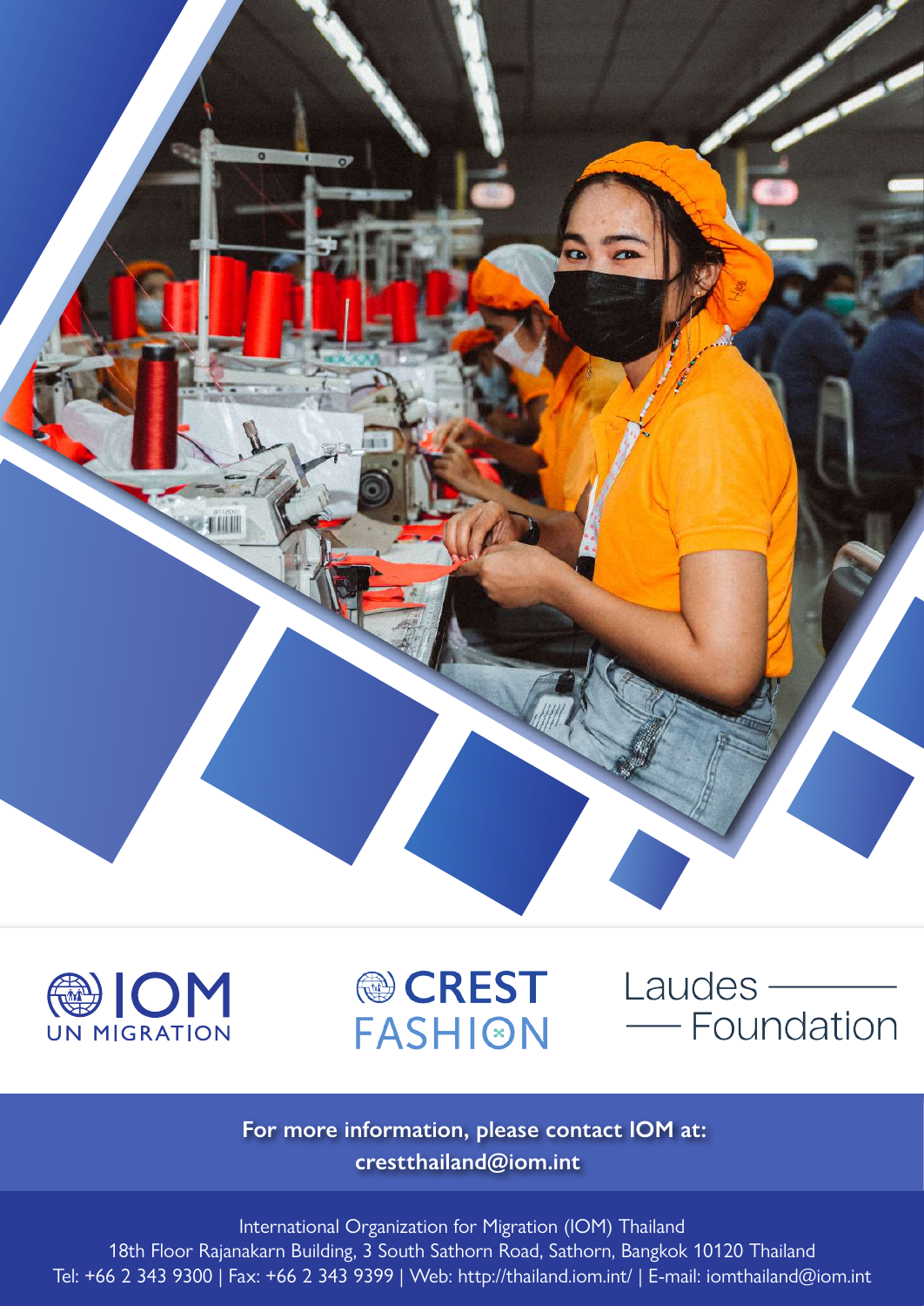IOM UN MIGRATION

CREST FASHION

Laudes Foundation

**For more information, please contact IOM at:**
**crestthailand@iom.int**

International Organization for Migration (IOM) Thailand
18th Floor Rajanakarn Building, 3 South Sathorn Road, Sathorn, Bangkok 10120 Thailand
Tel: +66 2 343 9300 | Fax: +66 2 343 9399 | Web: http://thailand.iom.int/ | E-mail: iomthailand@iom.int